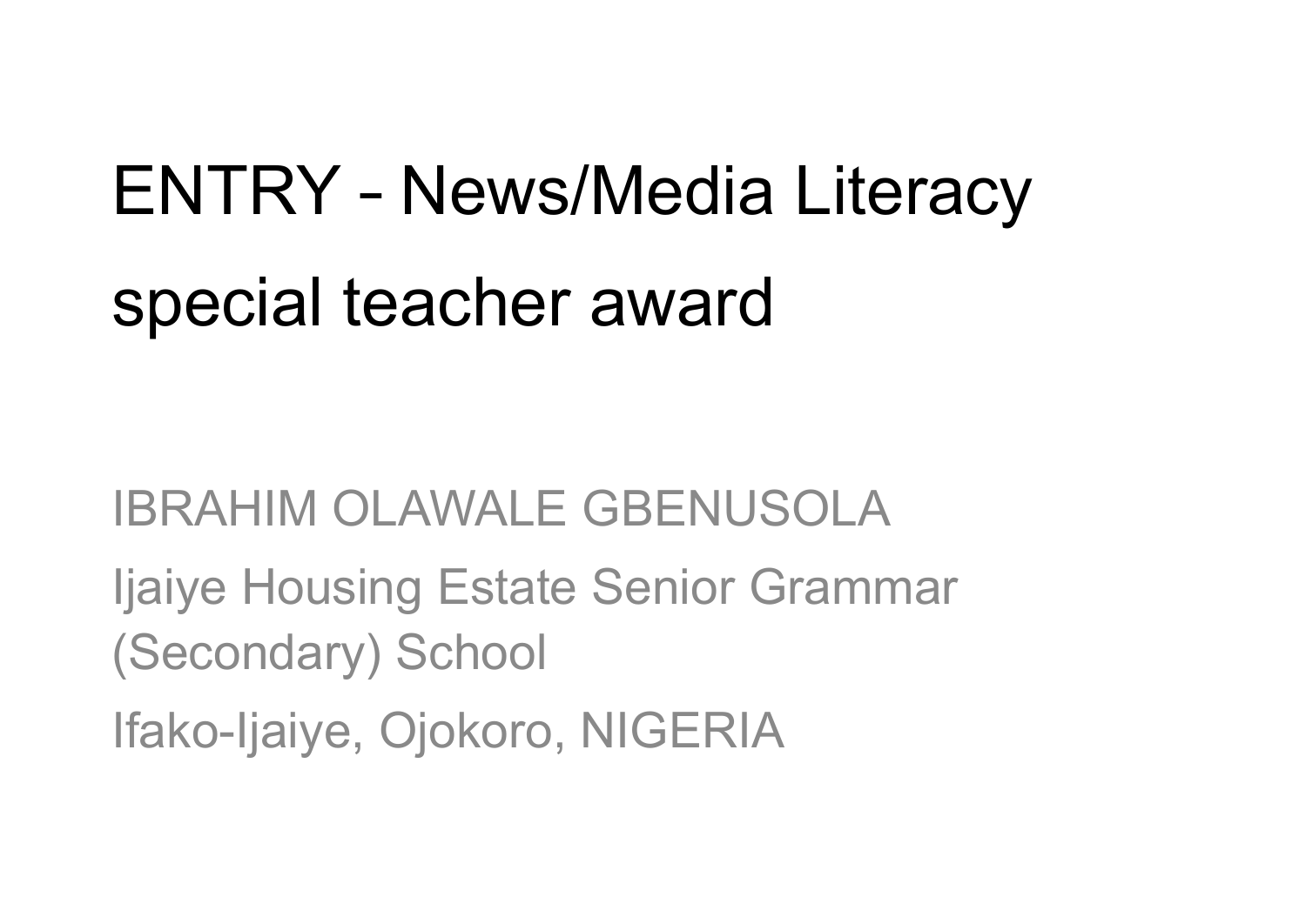# ENTRY – News/Media Literacy special teacher award

IBRAHIM OLAWALE GBENUSOLA

Ijaiye Housing Estate Senior Grammar (Secondary) School

Ifako-Ijaiye, Ojokoro, NIGERIA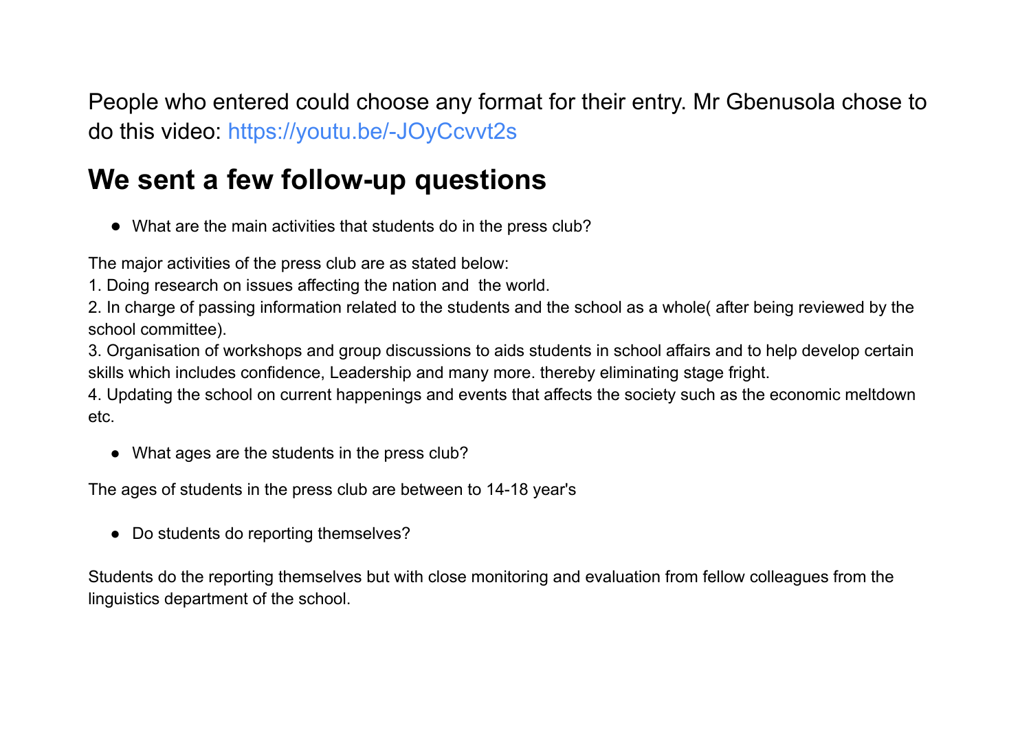People who entered could choose any format for their entry. Mr Gbenusola chose to do this video: https://youtu.be/-JOyCcvvt2s

## We sent a few follow-up questions

- What are the main activities that students do in the press club?

The major activities of the press club are as stated below:
1. Doing research on issues affecting the nation and  the world.
2. In charge of passing information related to the students and the school as a whole( after being reviewed by the school committee).
3. Organisation of workshops and group discussions to aids students in school affairs and to help develop certain skills which includes confidence, Leadership and many more. thereby eliminating stage fright.
4. Updating the school on current happenings and events that affects the society such as the economic meltdown etc.

- What ages are the students in the press club?

The ages of students in the press club are between to 14-18 year's

- Do students do reporting themselves?

Students do the reporting themselves but with close monitoring and evaluation from fellow colleagues from the linguistics department of the school.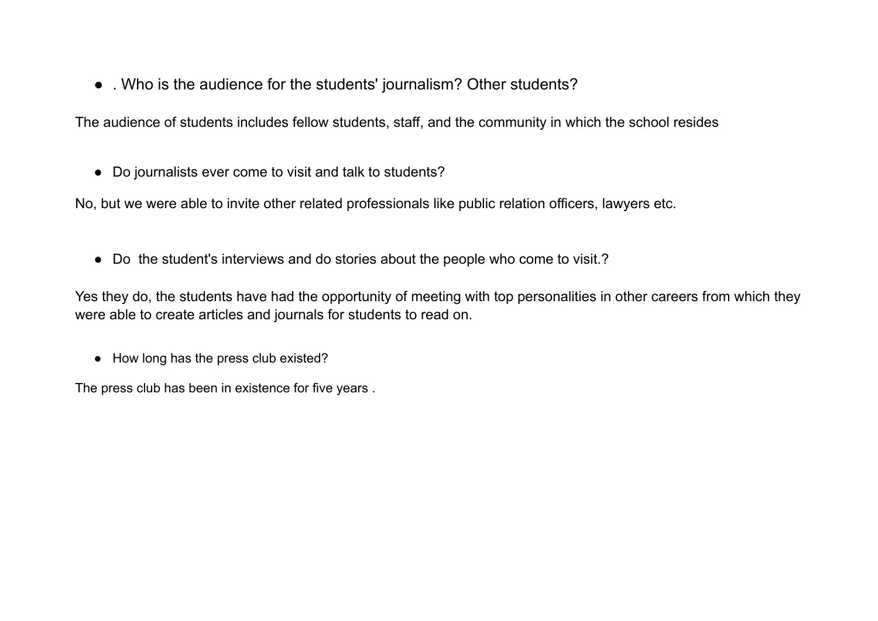- . Who is the audience for the students' journalism? Other students?

The audience of students includes fellow students, staff, and the community in which the school resides

- Do journalists ever come to visit and talk to students?

No, but we were able to invite other related professionals like public relation officers, lawyers etc.

- Do  the student's interviews and do stories about the people who come to visit.?

Yes they do, the students have had the opportunity of meeting with top personalities in other careers from which they were able to create articles and journals for students to read on.

- How long has the press club existed?

The press club has been in existence for five years .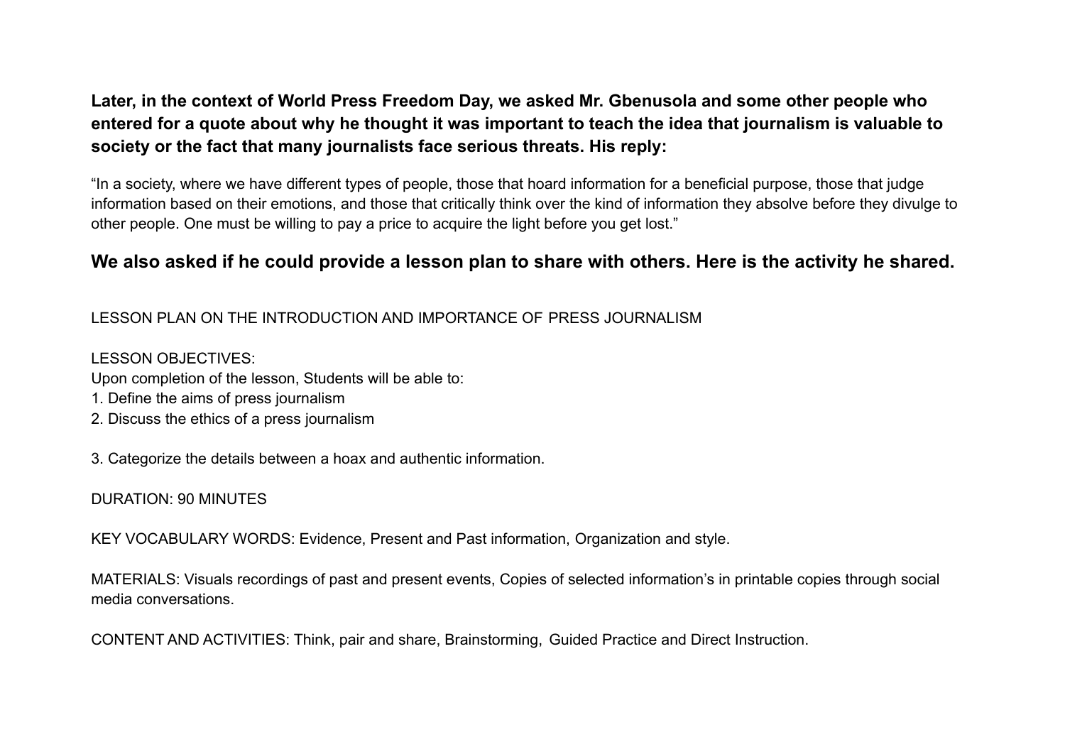**Later, in the context of World Press Freedom Day, we asked Mr. Gbenusola and some other people who entered for a quote about why he thought it was important to teach the idea that journalism is valuable to society or the fact that many journalists face serious threats. His reply:**

"In a society, where we have different types of people, those that hoard information for a beneficial purpose, those that judge information based on their emotions, and those that critically think over the kind of information they absolve before they divulge to other people. One must be willing to pay a price to acquire the light before you get lost."

### We also asked if he could provide a lesson plan to share with others. Here is the activity he shared.

LESSON PLAN ON THE INTRODUCTION AND IMPORTANCE OF PRESS JOURNALISM

LESSON OBJECTIVES:
Upon completion of the lesson, Students will be able to:

1. Define the aims of press journalism
2. Discuss the ethics of a press journalism

3. Categorize the details between a hoax and authentic information.

DURATION: 90 MINUTES

KEY VOCABULARY WORDS: Evidence, Present and Past information, Organization and style.

MATERIALS: Visuals recordings of past and present events, Copies of selected information's in printable copies through social media conversations.

CONTENT AND ACTIVITIES: Think, pair and share, Brainstorming, Guided Practice and Direct Instruction.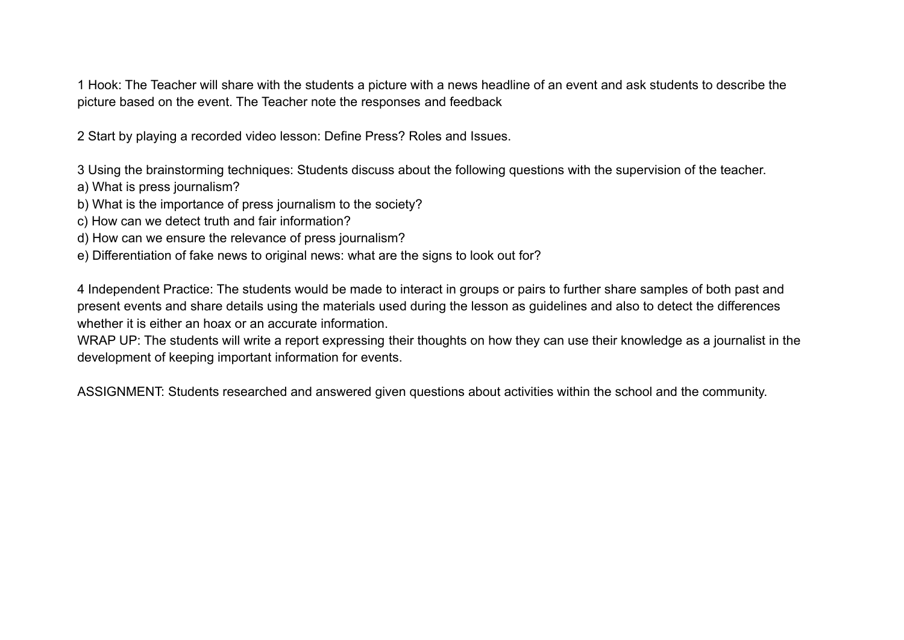1 Hook: The Teacher will share with the students a picture with a news headline of an event and ask students to describe the picture based on the event. The Teacher note the responses and feedback

2 Start by playing a recorded video lesson: Define Press? Roles and Issues.

3 Using the brainstorming techniques: Students discuss about the following questions with the supervision of the teacher.
a) What is press journalism?
b) What is the importance of press journalism to the society?
c) How can we detect truth and fair information?
d) How can we ensure the relevance of press journalism?
e) Differentiation of fake news to original news: what are the signs to look out for?

4 Independent Practice: The students would be made to interact in groups or pairs to further share samples of both past and present events and share details using the materials used during the lesson as guidelines and also to detect the differences whether it is either an hoax or an accurate information.
WRAP UP: The students will write a report expressing their thoughts on how they can use their knowledge as a journalist in the development of keeping important information for events.

ASSIGNMENT: Students researched and answered given questions about activities within the school and the community.